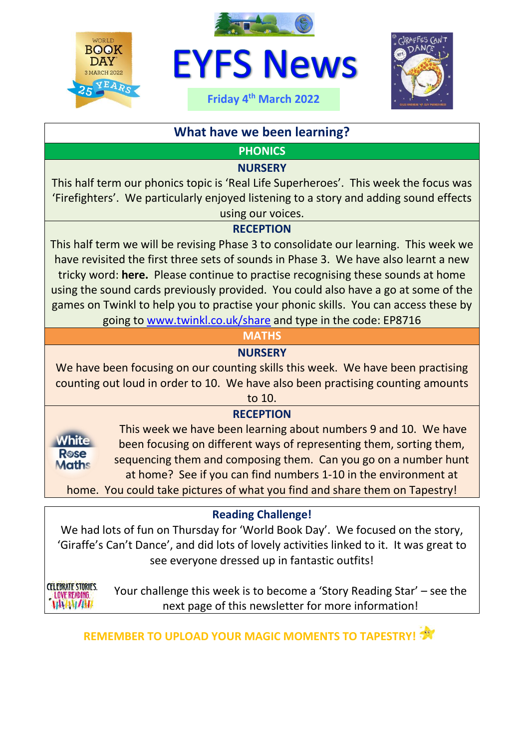# EYFS News

**Friday 4th March 2022**

## What have we been learning?

### PHONICS

#### NURSERY

This half term our phonics topic is 'Real Life Superheroes'. This week the focus was 'Firefighters'. We particularly enjoyed listening to a story and adding sound effects using our voices.

#### RECEPTION

This half term we will be revising Phase 3 to consolidate our learning. This week we have revisited the first three sets of sounds in Phase 3. We have also learnt a new tricky word: **here.** Please continue to practise recognising these sounds at home using the sound cards previously provided. You could also have a go at some of the games on Twinkl to help you to practise your phonic skills. You can access these by going to www.twinkl.co.uk/share and type in the code: EP8716

### MATHS

#### NURSERY

We have been focusing on our counting skills this week. We have been practising counting out loud in order to 10. We have also been practising counting amounts to 10.

#### RECEPTION

This week we have been learning about numbers 9 and 10. We have been focusing on different ways of representing them, sorting them, sequencing them and composing them. Can you go on a number hunt at home? See if you can find numbers 1-10 in the environment at home. You could take pictures of what you find and share them on Tapestry!

### Reading Challenge!

We had lots of fun on Thursday for 'World Book Day'. We focused on the story, 'Giraffe's Can't Dance', and did lots of lovely activities linked to it. It was great to see everyone dressed up in fantastic outfits!

Your challenge this week is to become a 'Story Reading Star' – see the next page of this newsletter for more information!

**REMEMBER TO UPLOAD YOUR MAGIC MOMENTS TO TAPESTRY!**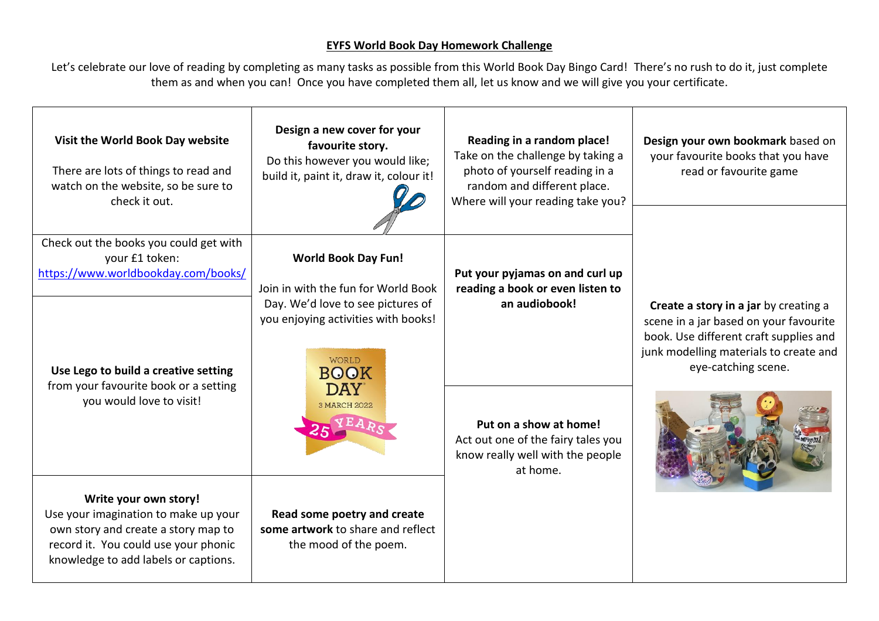**EYFS World Book Day Homework Challenge**

Let's celebrate our love of reading by completing as many tasks as possible from this World Book Day Bingo Card! There's no rush to do it, just complete them as and when you can! Once you have completed them all, let us know and we will give you your certificate.

| | | | |
|---|---|---|---|
| **Visit the World Book Day website**<br><br>There are lots of things to read and watch on the website, so be sure to check it out. | **Design a new cover for your favourite story.**<br>Do this however you would like; build it, paint it, draw it, colour it! | **Reading in a random place!**<br>Take on the challenge by taking a photo of yourself reading in a random and different place. Where will your reading take you? | **Design your own bookmark** based on your favourite books that you have read or favourite game |
| Check out the books you could get with your £1 token: https://www.worldbookday.com/books/ | **World Book Day Fun!**<br><br>Join in with the fun for World Book Day. We'd love to see pictures of you enjoying activities with books! | **Put your pyjamas on and curl up reading a book or even listen to an audiobook!** | **Create a story in a jar** by creating a scene in a jar based on your favourite book. Use different craft supplies and junk modelling materials to create and eye-catching scene. |
| **Use Lego to build a creative setting** from your favourite book or a setting you would love to visit! | | **Put on a show at home!**<br>Act out one of the fairy tales you know really well with the people at home. | |
| **Write your own story!**<br>Use your imagination to make up your own story and create a story map to record it. You could use your phonic knowledge to add labels or captions. | **Read some poetry and create some artwork** to share and reflect the mood of the poem. | | |